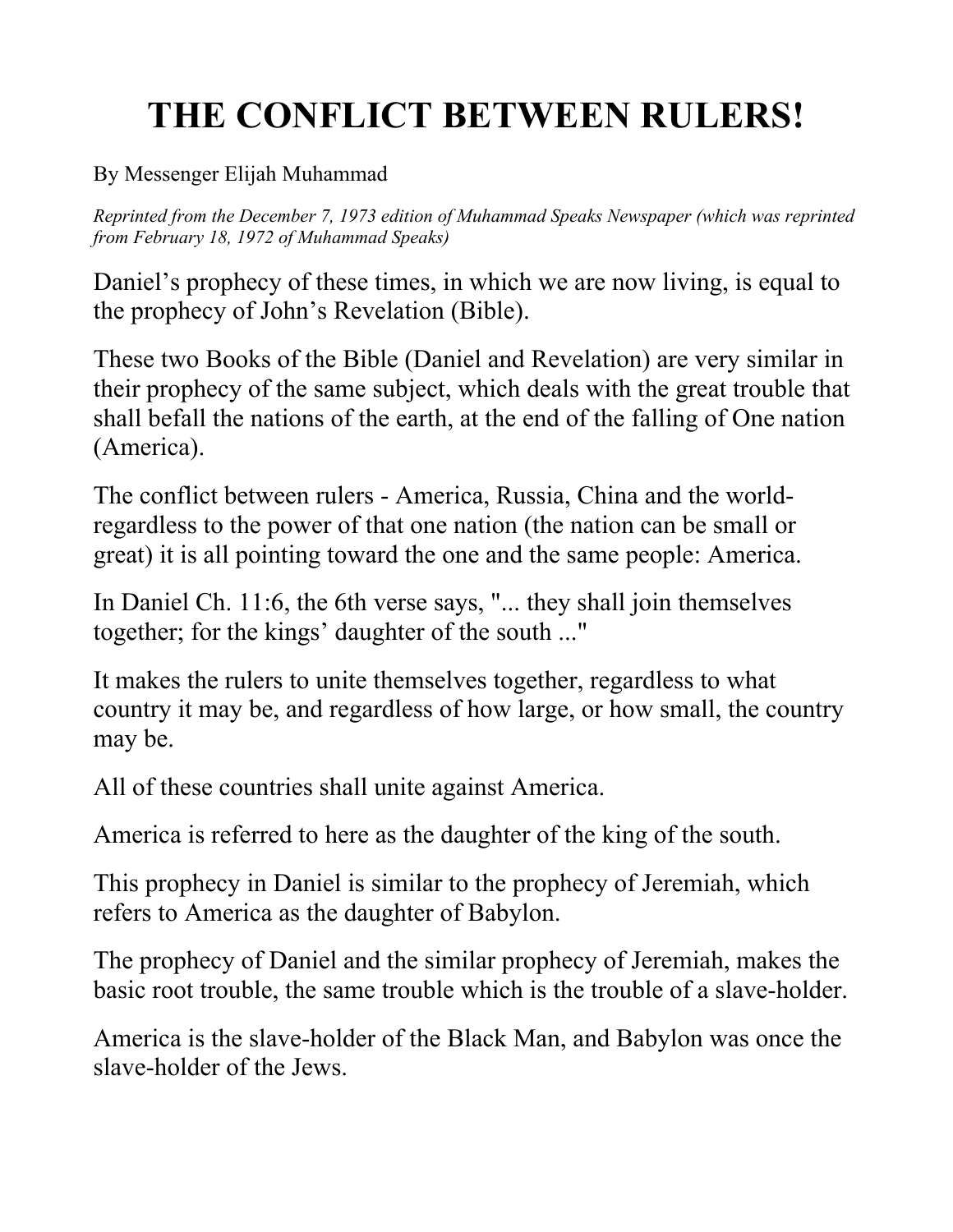# THE CONFLICT BETWEEN RULERS!

By Messenger Elijah Muhammad

*Reprinted from the December 7, 1973 edition of Muhammad Speaks Newspaper (which was reprinted from February 18, 1972 of Muhammad Speaks)*

Daniel's prophecy of these times, in which we are now living, is equal to the prophecy of John's Revelation (Bible).

These two Books of the Bible (Daniel and Revelation) are very similar in their prophecy of the same subject, which deals with the great trouble that shall befall the nations of the earth, at the end of the falling of One nation (America).

The conflict between rulers - America, Russia, China and the world-regardless to the power of that one nation (the nation can be small or great) it is all pointing toward the one and the same people: America.

In Daniel Ch. 11:6, the 6th verse says, "... they shall join themselves together; for the kings' daughter of the south ..."

It makes the rulers to unite themselves together, regardless to what country it may be, and regardless of how large, or how small, the country may be.

All of these countries shall unite against America.

America is referred to here as the daughter of the king of the south.

This prophecy in Daniel is similar to the prophecy of Jeremiah, which refers to America as the daughter of Babylon.

The prophecy of Daniel and the similar prophecy of Jeremiah, makes the basic root trouble, the same trouble which is the trouble of a slave-holder.

America is the slave-holder of the Black Man, and Babylon was once the slave-holder of the Jews.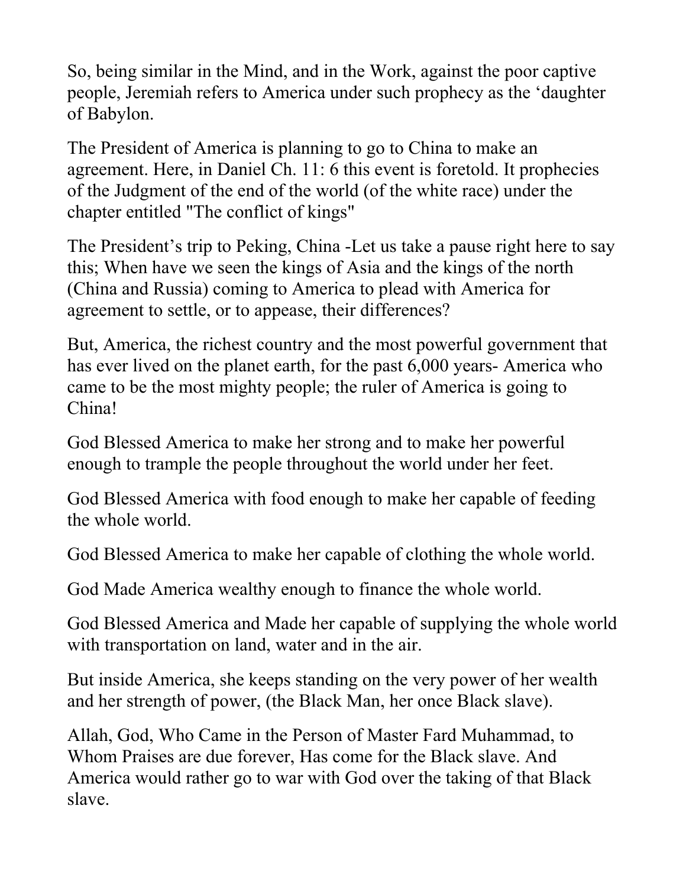So, being similar in the Mind, and in the Work, against the poor captive people, Jeremiah refers to America under such prophecy as the ‘daughter of Babylon.

The President of America is planning to go to China to make an agreement. Here, in Daniel Ch. 11: 6 this event is foretold. It prophecies of the Judgment of the end of the world (of the white race) under the chapter entitled "The conflict of kings"

The President’s trip to Peking, China -Let us take a pause right here to say this; When have we seen the kings of Asia and the kings of the north (China and Russia) coming to America to plead with America for agreement to settle, or to appease, their differences?

But, America, the richest country and the most powerful government that has ever lived on the planet earth, for the past 6,000 years- America who came to be the most mighty people; the ruler of America is going to China!

God Blessed America to make her strong and to make her powerful enough to trample the people throughout the world under her feet.

God Blessed America with food enough to make her capable of feeding the whole world.

God Blessed America to make her capable of clothing the whole world.

God Made America wealthy enough to finance the whole world.

God Blessed America and Made her capable of supplying the whole world with transportation on land, water and in the air.

But inside America, she keeps standing on the very power of her wealth and her strength of power, (the Black Man, her once Black slave).

Allah, God, Who Came in the Person of Master Fard Muhammad, to Whom Praises are due forever, Has come for the Black slave. And America would rather go to war with God over the taking of that Black slave.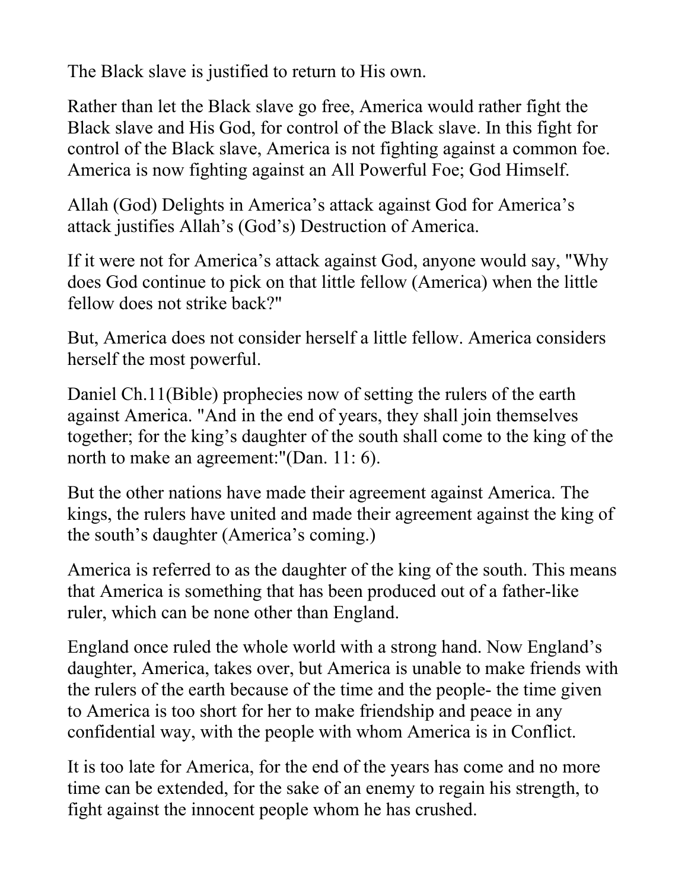The Black slave is justified to return to His own.

Rather than let the Black slave go free, America would rather fight the Black slave and His God, for control of the Black slave. In this fight for control of the Black slave, America is not fighting against a common foe. America is now fighting against an All Powerful Foe; God Himself.

Allah (God) Delights in America's attack against God for America's attack justifies Allah's (God's) Destruction of America.

If it were not for America's attack against God, anyone would say, "Why does God continue to pick on that little fellow (America) when the little fellow does not strike back?"

But, America does not consider herself a little fellow. America considers herself the most powerful.

Daniel Ch.11(Bible) prophecies now of setting the rulers of the earth against America. "And in the end of years, they shall join themselves together; for the king's daughter of the south shall come to the king of the north to make an agreement:"(Dan. 11: 6).

But the other nations have made their agreement against America. The kings, the rulers have united and made their agreement against the king of the south's daughter (America's coming.)

America is referred to as the daughter of the king of the south. This means that America is something that has been produced out of a father-like ruler, which can be none other than England.

England once ruled the whole world with a strong hand. Now England's daughter, America, takes over, but America is unable to make friends with the rulers of the earth because of the time and the people- the time given to America is too short for her to make friendship and peace in any confidential way, with the people with whom America is in Conflict.

It is too late for America, for the end of the years has come and no more time can be extended, for the sake of an enemy to regain his strength, to fight against the innocent people whom he has crushed.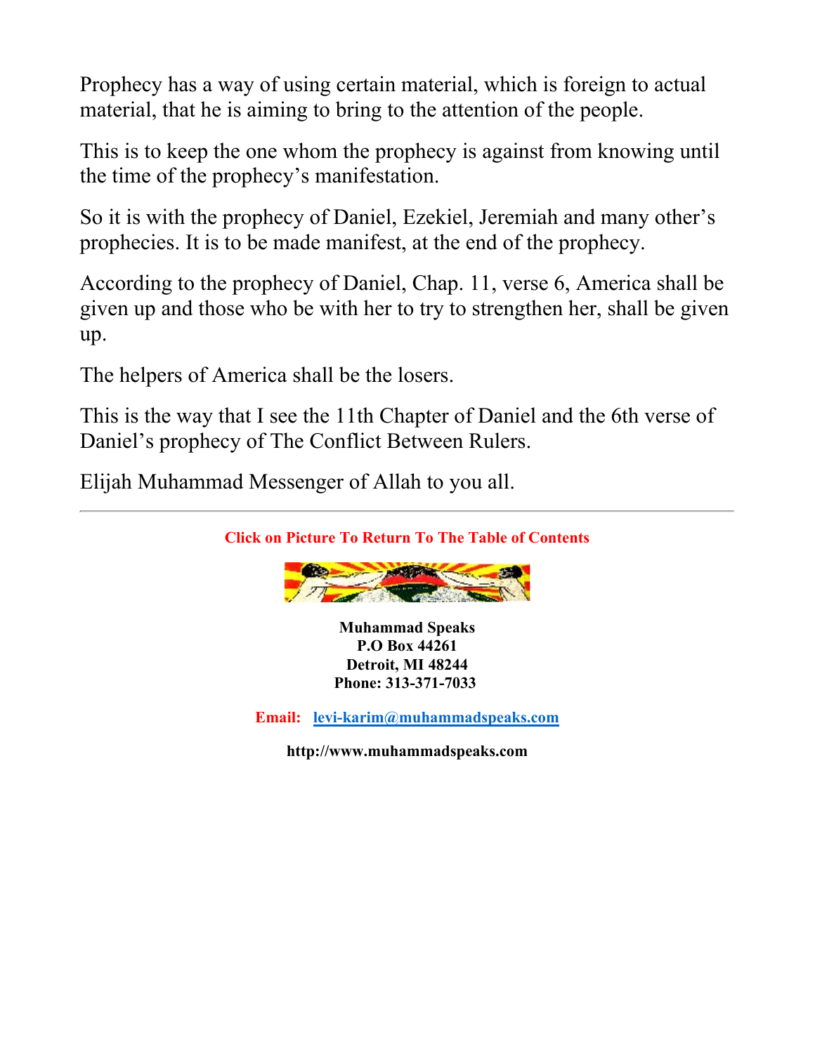Prophecy has a way of using certain material, which is foreign to actual material, that he is aiming to bring to the attention of the people.

This is to keep the one whom the prophecy is against from knowing until the time of the prophecy's manifestation.

So it is with the prophecy of Daniel, Ezekiel, Jeremiah and many other's prophecies. It is to be made manifest, at the end of the prophecy.

According to the prophecy of Daniel, Chap. 11, verse 6, America shall be given up and those who be with her to try to strengthen her, shall be given up.

The helpers of America shall be the losers.

This is the way that I see the 11th Chapter of Daniel and the 6th verse of Daniel's prophecy of The Conflict Between Rulers.

Elijah Muhammad Messenger of Allah to you all.

---

**Click on Picture To Return To The Table of Contents**

**Muhammad Speaks**
**P.O Box 44261**
**Detroit, MI 48244**
**Phone: 313-371-7033**

**Email: levi-karim@muhammadspeaks.com**

**http://www.muhammadspeaks.com**